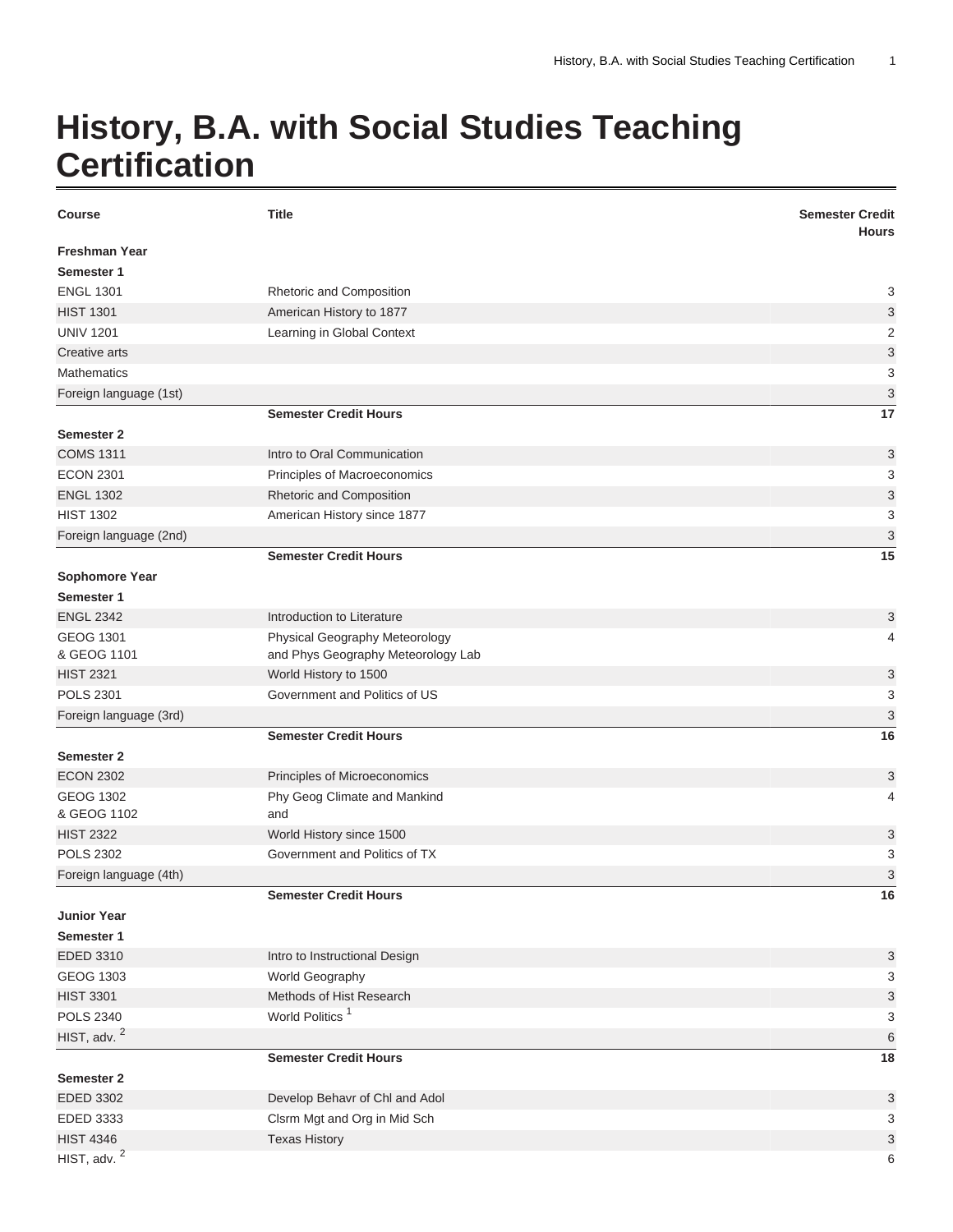# History, B.A. with Social Studies Teaching Certification

| Course | Title | Semester Credit Hours |
|---|---|---|
| **Freshman Year** | | |
| **Semester 1** | | |
| ENGL 1301 | Rhetoric and Composition | 3 |
| HIST 1301 | American History to 1877 | 3 |
| UNIV 1201 | Learning in Global Context | 2 |
| Creative arts | | 3 |
| Mathematics | | 3 |
| Foreign language (1st) | | 3 |
| | **Semester Credit Hours** | **17** |
| **Semester 2** | | |
| COMS 1311 | Intro to Oral Communication | 3 |
| ECON 2301 | Principles of Macroeconomics | 3 |
| ENGL 1302 | Rhetoric and Composition | 3 |
| HIST 1302 | American History since 1877 | 3 |
| Foreign language (2nd) | | 3 |
| | **Semester Credit Hours** | **15** |
| **Sophomore Year** | | |
| **Semester 1** | | |
| ENGL 2342 | Introduction to Literature | 3 |
| GEOG 1301<br>& GEOG 1101 | Physical Geography Meteorology<br>and Phys Geography Meteorology Lab | 4 |
| HIST 2321 | World History to 1500 | 3 |
| POLS 2301 | Government and Politics of US | 3 |
| Foreign language (3rd) | | 3 |
| | **Semester Credit Hours** | **16** |
| **Semester 2** | | |
| ECON 2302 | Principles of Microeconomics | 3 |
| GEOG 1302<br>& GEOG 1102 | Phy Geog Climate and Mankind<br>and | 4 |
| HIST 2322 | World History since 1500 | 3 |
| POLS 2302 | Government and Politics of TX | 3 |
| Foreign language (4th) | | 3 |
| | **Semester Credit Hours** | **16** |
| **Junior Year** | | |
| **Semester 1** | | |
| EDED 3310 | Intro to Instructional Design | 3 |
| GEOG 1303 | World Geography | 3 |
| HIST 3301 | Methods of Hist Research | 3 |
| POLS 2340 | World Politics [1] | 3 |
| HIST, adv. [2] | | 6 |
| | **Semester Credit Hours** | **18** |
| **Semester 2** | | |
| EDED 3302 | Develop Behavr of Chl and Adol | 3 |
| EDED 3333 | Clsrm Mgt and Org in Mid Sch | 3 |
| HIST 4346 | Texas History | 3 |
| HIST, adv. [2] | | 6 |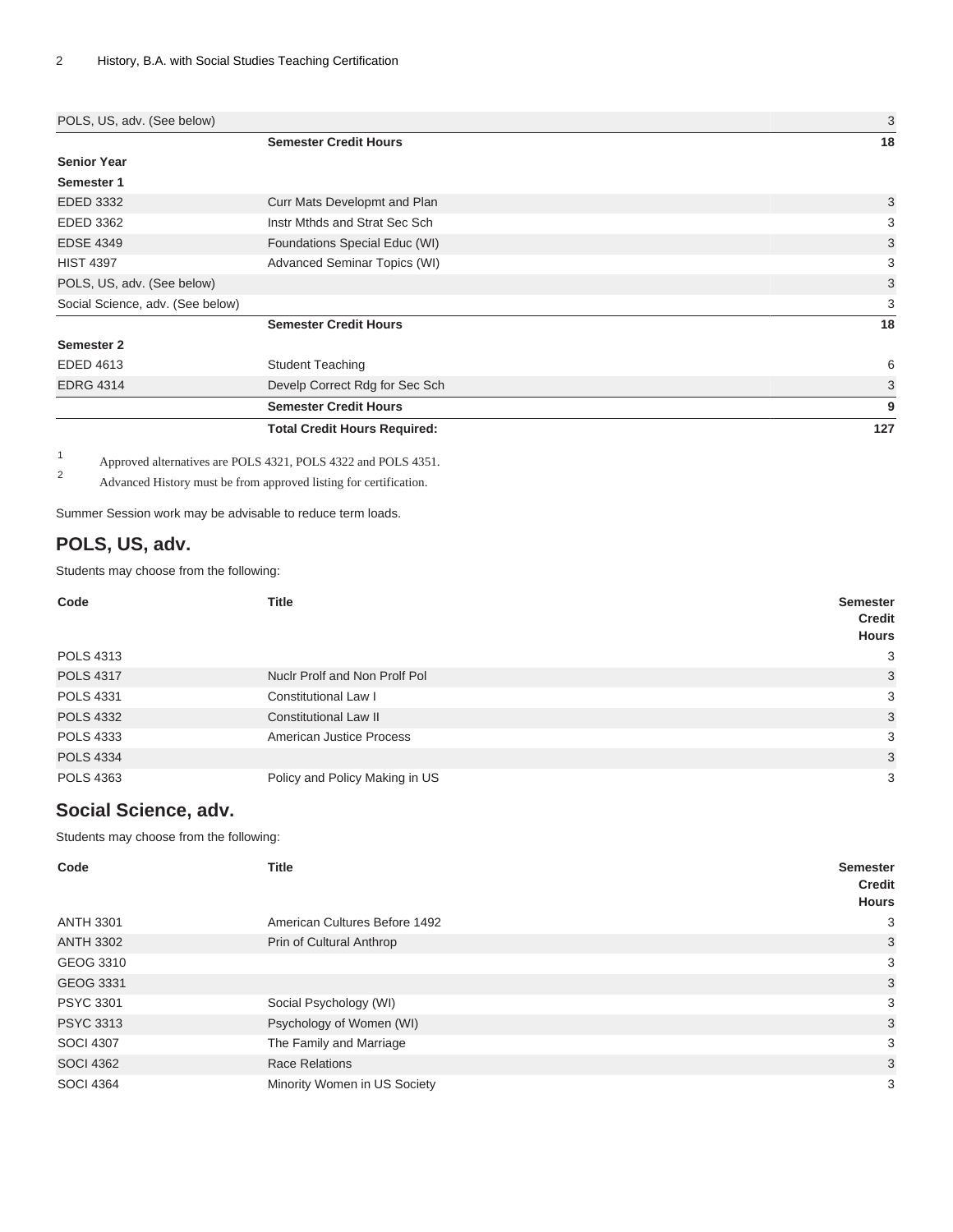| | | |
|---|---|---|
| POLS, US, adv. (See below) | | 3 |
| | **Semester Credit Hours** | **18** |
| **Senior Year** | | |
| **Semester 1** | | |
| EDED 3332 | Curr Mats Developmt and Plan | 3 |
| EDED 3362 | Instr Mthds and Strat Sec Sch | 3 |
| EDSE 4349 | Foundations Special Educ (WI) | 3 |
| HIST 4397 | Advanced Seminar Topics (WI) | 3 |
| POLS, US, adv. (See below) | | 3 |
| Social Science, adv. (See below) | | 3 |
| | **Semester Credit Hours** | **18** |
| **Semester 2** | | |
| EDED 4613 | Student Teaching | 6 |
| EDRG 4314 | Develp Correct Rdg for Sec Sch | 3 |
| | **Semester Credit Hours** | **9** |
| | **Total Credit Hours Required:** | **127** |

[1] Approved alternatives are POLS 4321, POLS 4322 and POLS 4351.

[2] Advanced History must be from approved listing for certification.

Summer Session work may be advisable to reduce term loads.

## POLS, US, adv.

Students may choose from the following:

| Code | Title | Semester Credit Hours |
|---|---|---|
| POLS 4313 | | 3 |
| POLS 4317 | Nuclr Prolf and Non Prolf Pol | 3 |
| POLS 4331 | Constitutional Law I | 3 |
| POLS 4332 | Constitutional Law II | 3 |
| POLS 4333 | American Justice Process | 3 |
| POLS 4334 | | 3 |
| POLS 4363 | Policy and Policy Making in US | 3 |

## Social Science, adv.

Students may choose from the following:

| Code | Title | Semester Credit Hours |
|---|---|---|
| ANTH 3301 | American Cultures Before 1492 | 3 |
| ANTH 3302 | Prin of Cultural Anthrop | 3 |
| GEOG 3310 | | 3 |
| GEOG 3331 | | 3 |
| PSYC 3301 | Social Psychology (WI) | 3 |
| PSYC 3313 | Psychology of Women (WI) | 3 |
| SOCI 4307 | The Family and Marriage | 3 |
| SOCI 4362 | Race Relations | 3 |
| SOCI 4364 | Minority Women in US Society | 3 |